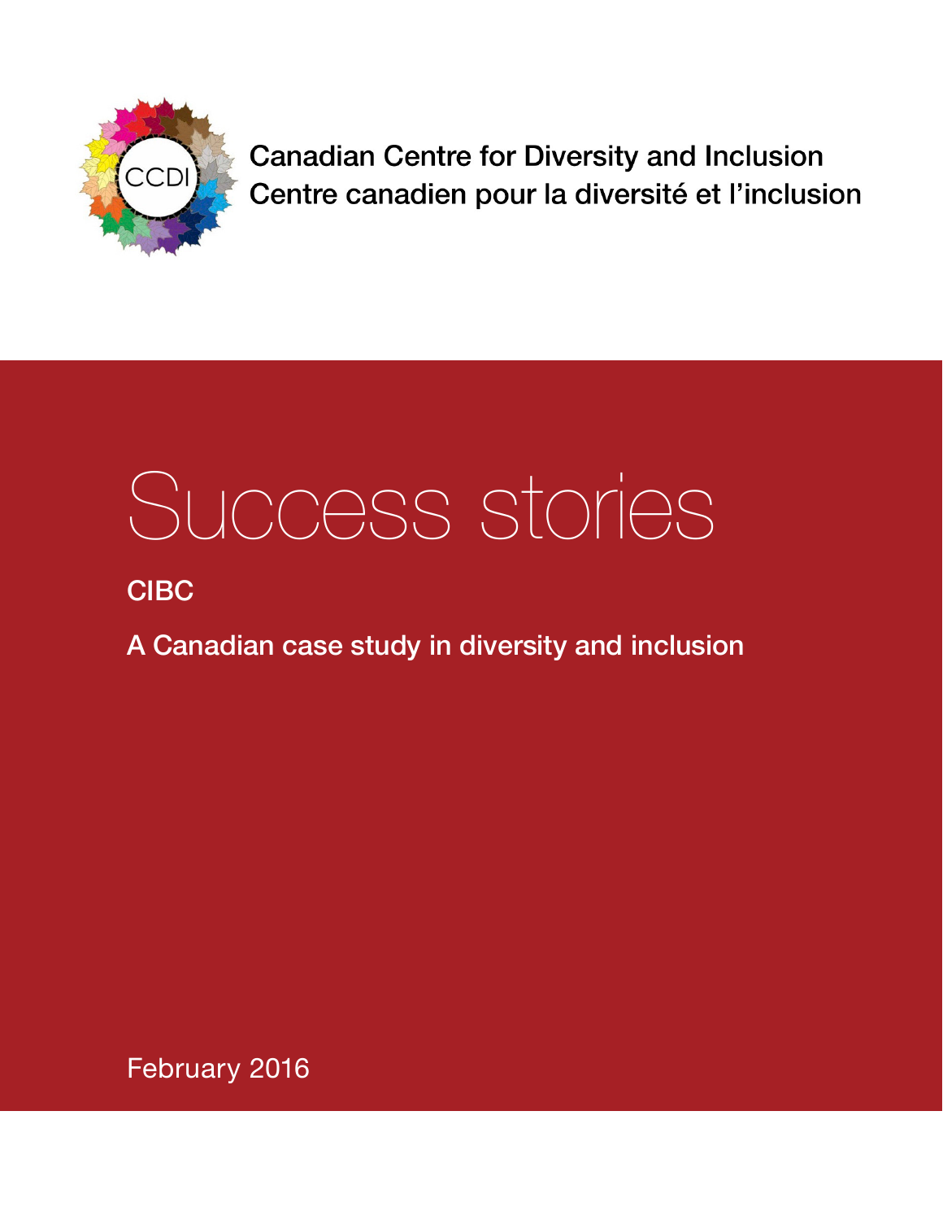Canadian Centre for Diversity and Inclusion
Centre canadien pour la diversité et l'inclusion

# Success stories

## CIBC

A Canadian case study in diversity and inclusion

February 2016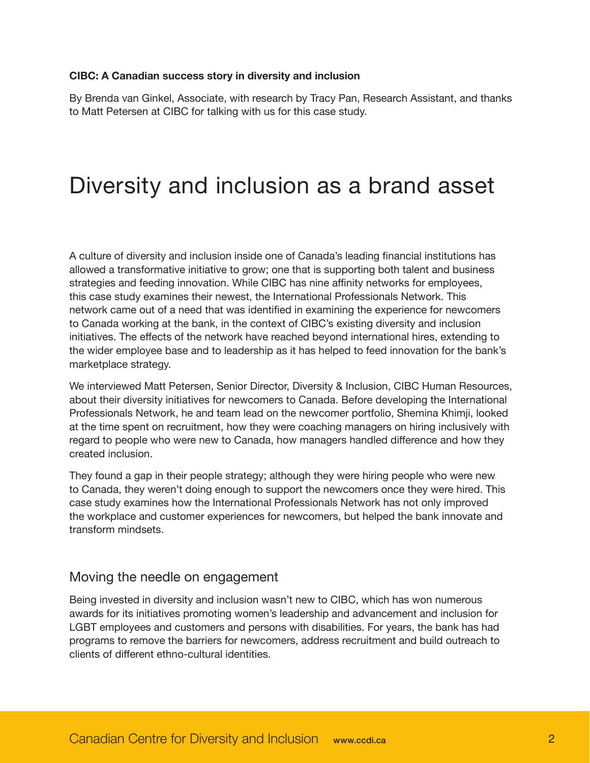**CIBC: A Canadian success story in diversity and inclusion**

By Brenda van Ginkel, Associate, with research by Tracy Pan, Research Assistant, and thanks to Matt Petersen at CIBC for talking with us for this case study.

# Diversity and inclusion as a brand asset

A culture of diversity and inclusion inside one of Canada's leading financial institutions has allowed a transformative initiative to grow; one that is supporting both talent and business strategies and feeding innovation. While CIBC has nine affinity networks for employees, this case study examines their newest, the International Professionals Network. This network came out of a need that was identified in examining the experience for newcomers to Canada working at the bank, in the context of CIBC's existing diversity and inclusion initiatives. The effects of the network have reached beyond international hires, extending to the wider employee base and to leadership as it has helped to feed innovation for the bank's marketplace strategy.

We interviewed Matt Petersen, Senior Director, Diversity & Inclusion, CIBC Human Resources, about their diversity initiatives for newcomers to Canada. Before developing the International Professionals Network, he and team lead on the newcomer portfolio, Shemina Khimji, looked at the time spent on recruitment, how they were coaching managers on hiring inclusively with regard to people who were new to Canada, how managers handled difference and how they created inclusion.

They found a gap in their people strategy; although they were hiring people who were new to Canada, they weren't doing enough to support the newcomers once they were hired. This case study examines how the International Professionals Network has not only improved the workplace and customer experiences for newcomers, but helped the bank innovate and transform mindsets.

## Moving the needle on engagement

Being invested in diversity and inclusion wasn't new to CIBC, which has won numerous awards for its initiatives promoting women's leadership and advancement and inclusion for LGBT employees and customers and persons with disabilities. For years, the bank has had programs to remove the barriers for newcomers, address recruitment and build outreach to clients of different ethno-cultural identities.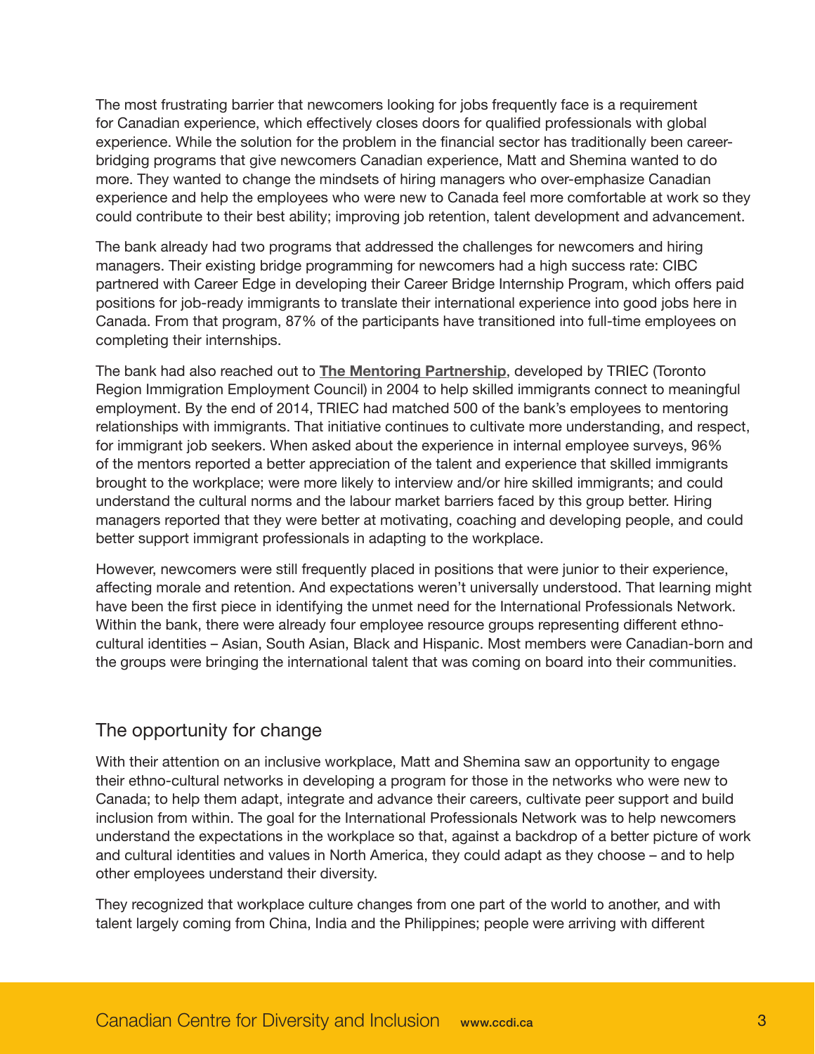The most frustrating barrier that newcomers looking for jobs frequently face is a requirement for Canadian experience, which effectively closes doors for qualified professionals with global experience. While the solution for the problem in the financial sector has traditionally been career-bridging programs that give newcomers Canadian experience, Matt and Shemina wanted to do more. They wanted to change the mindsets of hiring managers who over-emphasize Canadian experience and help the employees who were new to Canada feel more comfortable at work so they could contribute to their best ability; improving job retention, talent development and advancement.

The bank already had two programs that addressed the challenges for newcomers and hiring managers. Their existing bridge programming for newcomers had a high success rate: CIBC partnered with Career Edge in developing their Career Bridge Internship Program, which offers paid positions for job-ready immigrants to translate their international experience into good jobs here in Canada. From that program, 87% of the participants have transitioned into full-time employees on completing their internships.

The bank had also reached out to **The Mentoring Partnership**, developed by TRIEC (Toronto Region Immigration Employment Council) in 2004 to help skilled immigrants connect to meaningful employment. By the end of 2014, TRIEC had matched 500 of the bank's employees to mentoring relationships with immigrants. That initiative continues to cultivate more understanding, and respect, for immigrant job seekers. When asked about the experience in internal employee surveys, 96% of the mentors reported a better appreciation of the talent and experience that skilled immigrants brought to the workplace; were more likely to interview and/or hire skilled immigrants; and could understand the cultural norms and the labour market barriers faced by this group better. Hiring managers reported that they were better at motivating, coaching and developing people, and could better support immigrant professionals in adapting to the workplace.

However, newcomers were still frequently placed in positions that were junior to their experience, affecting morale and retention. And expectations weren't universally understood. That learning might have been the first piece in identifying the unmet need for the International Professionals Network. Within the bank, there were already four employee resource groups representing different ethno-cultural identities – Asian, South Asian, Black and Hispanic. Most members were Canadian-born and the groups were bringing the international talent that was coming on board into their communities.

## The opportunity for change

With their attention on an inclusive workplace, Matt and Shemina saw an opportunity to engage their ethno-cultural networks in developing a program for those in the networks who were new to Canada; to help them adapt, integrate and advance their careers, cultivate peer support and build inclusion from within. The goal for the International Professionals Network was to help newcomers understand the expectations in the workplace so that, against a backdrop of a better picture of work and cultural identities and values in North America, they could adapt as they choose – and to help other employees understand their diversity.

They recognized that workplace culture changes from one part of the world to another, and with talent largely coming from China, India and the Philippines; people were arriving with different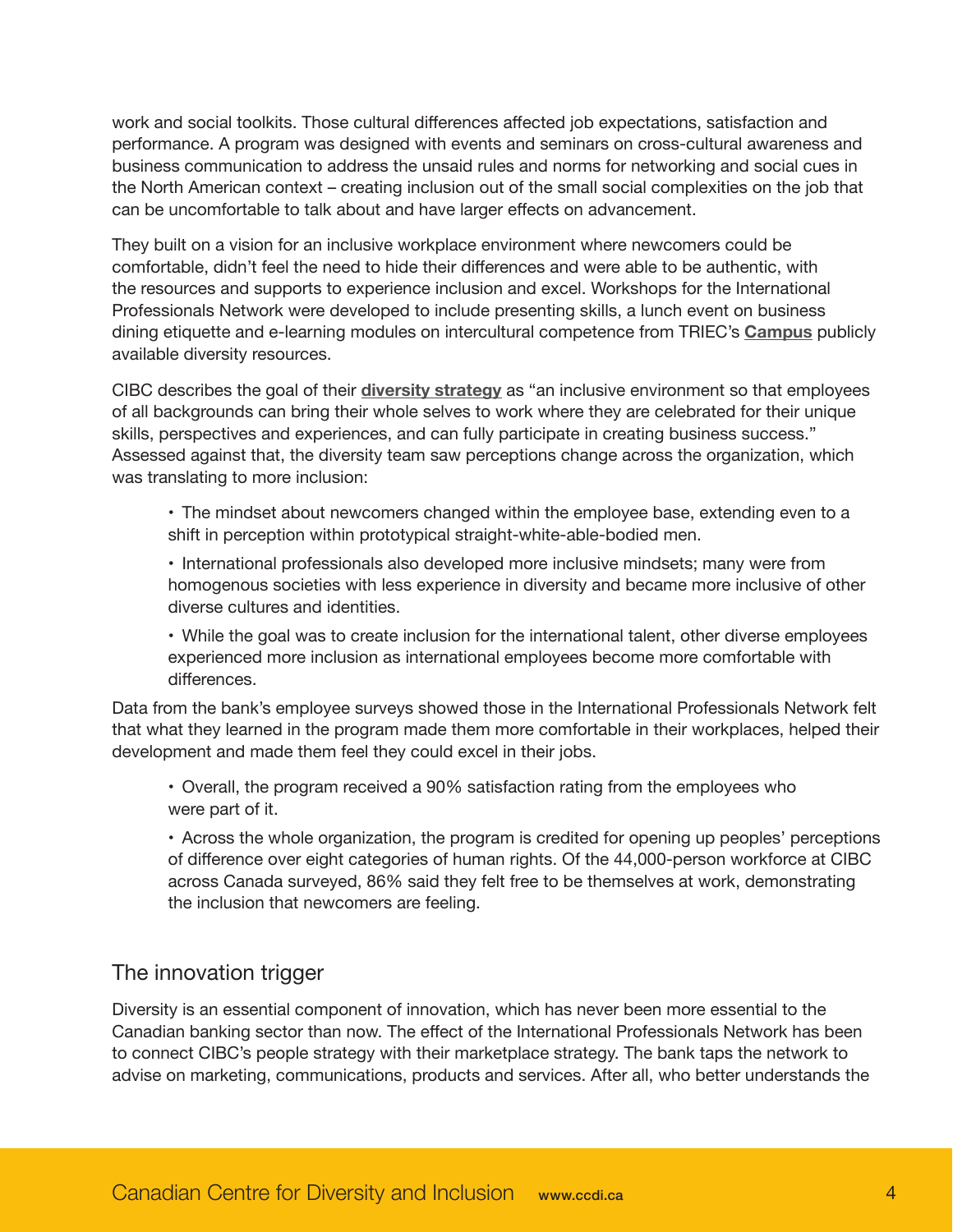work and social toolkits. Those cultural differences affected job expectations, satisfaction and performance. A program was designed with events and seminars on cross-cultural awareness and business communication to address the unsaid rules and norms for networking and social cues in the North American context – creating inclusion out of the small social complexities on the job that can be uncomfortable to talk about and have larger effects on advancement.

They built on a vision for an inclusive workplace environment where newcomers could be comfortable, didn't feel the need to hide their differences and were able to be authentic, with the resources and supports to experience inclusion and excel. Workshops for the International Professionals Network were developed to include presenting skills, a lunch event on business dining etiquette and e-learning modules on intercultural competence from TRIEC's **Campus** publicly available diversity resources.

CIBC describes the goal of their **diversity strategy** as "an inclusive environment so that employees of all backgrounds can bring their whole selves to work where they are celebrated for their unique skills, perspectives and experiences, and can fully participate in creating business success." Assessed against that, the diversity team saw perceptions change across the organization, which was translating to more inclusion:

- The mindset about newcomers changed within the employee base, extending even to a shift in perception within prototypical straight-white-able-bodied men.
- International professionals also developed more inclusive mindsets; many were from homogenous societies with less experience in diversity and became more inclusive of other diverse cultures and identities.
- While the goal was to create inclusion for the international talent, other diverse employees experienced more inclusion as international employees become more comfortable with differences.

Data from the bank's employee surveys showed those in the International Professionals Network felt that what they learned in the program made them more comfortable in their workplaces, helped their development and made them feel they could excel in their jobs.

- Overall, the program received a 90% satisfaction rating from the employees who were part of it.
- Across the whole organization, the program is credited for opening up peoples' perceptions of difference over eight categories of human rights. Of the 44,000-person workforce at CIBC across Canada surveyed, 86% said they felt free to be themselves at work, demonstrating the inclusion that newcomers are feeling.

## The innovation trigger

Diversity is an essential component of innovation, which has never been more essential to the Canadian banking sector than now. The effect of the International Professionals Network has been to connect CIBC's people strategy with their marketplace strategy. The bank taps the network to advise on marketing, communications, products and services. After all, who better understands the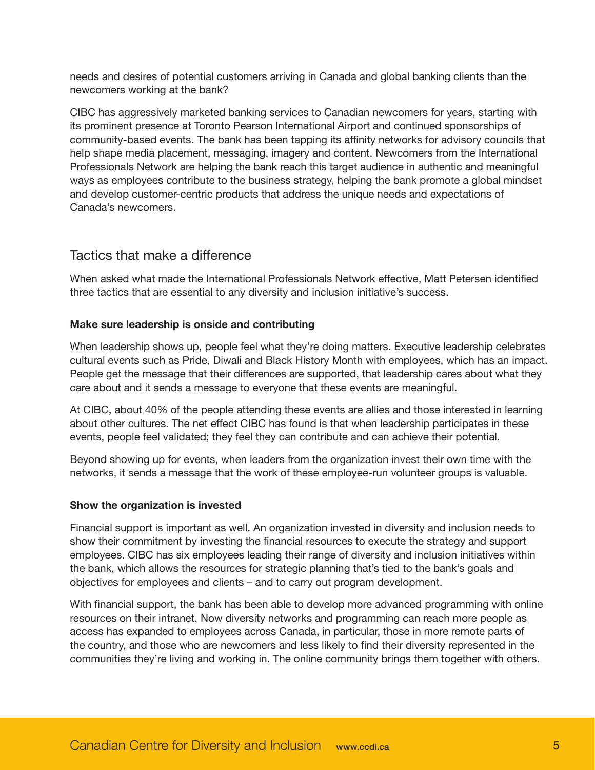needs and desires of potential customers arriving in Canada and global banking clients than the newcomers working at the bank?

CIBC has aggressively marketed banking services to Canadian newcomers for years, starting with its prominent presence at Toronto Pearson International Airport and continued sponsorships of community-based events. The bank has been tapping its affinity networks for advisory councils that help shape media placement, messaging, imagery and content. Newcomers from the International Professionals Network are helping the bank reach this target audience in authentic and meaningful ways as employees contribute to the business strategy, helping the bank promote a global mindset and develop customer-centric products that address the unique needs and expectations of Canada's newcomers.

## Tactics that make a difference

When asked what made the International Professionals Network effective, Matt Petersen identified three tactics that are essential to any diversity and inclusion initiative's success.

**Make sure leadership is onside and contributing**

When leadership shows up, people feel what they're doing matters. Executive leadership celebrates cultural events such as Pride, Diwali and Black History Month with employees, which has an impact. People get the message that their differences are supported, that leadership cares about what they care about and it sends a message to everyone that these events are meaningful.

At CIBC, about 40% of the people attending these events are allies and those interested in learning about other cultures. The net effect CIBC has found is that when leadership participates in these events, people feel validated; they feel they can contribute and can achieve their potential.

Beyond showing up for events, when leaders from the organization invest their own time with the networks, it sends a message that the work of these employee-run volunteer groups is valuable.

**Show the organization is invested**

Financial support is important as well. An organization invested in diversity and inclusion needs to show their commitment by investing the financial resources to execute the strategy and support employees. CIBC has six employees leading their range of diversity and inclusion initiatives within the bank, which allows the resources for strategic planning that's tied to the bank's goals and objectives for employees and clients – and to carry out program development.

With financial support, the bank has been able to develop more advanced programming with online resources on their intranet. Now diversity networks and programming can reach more people as access has expanded to employees across Canada, in particular, those in more remote parts of the country, and those who are newcomers and less likely to find their diversity represented in the communities they're living and working in. The online community brings them together with others.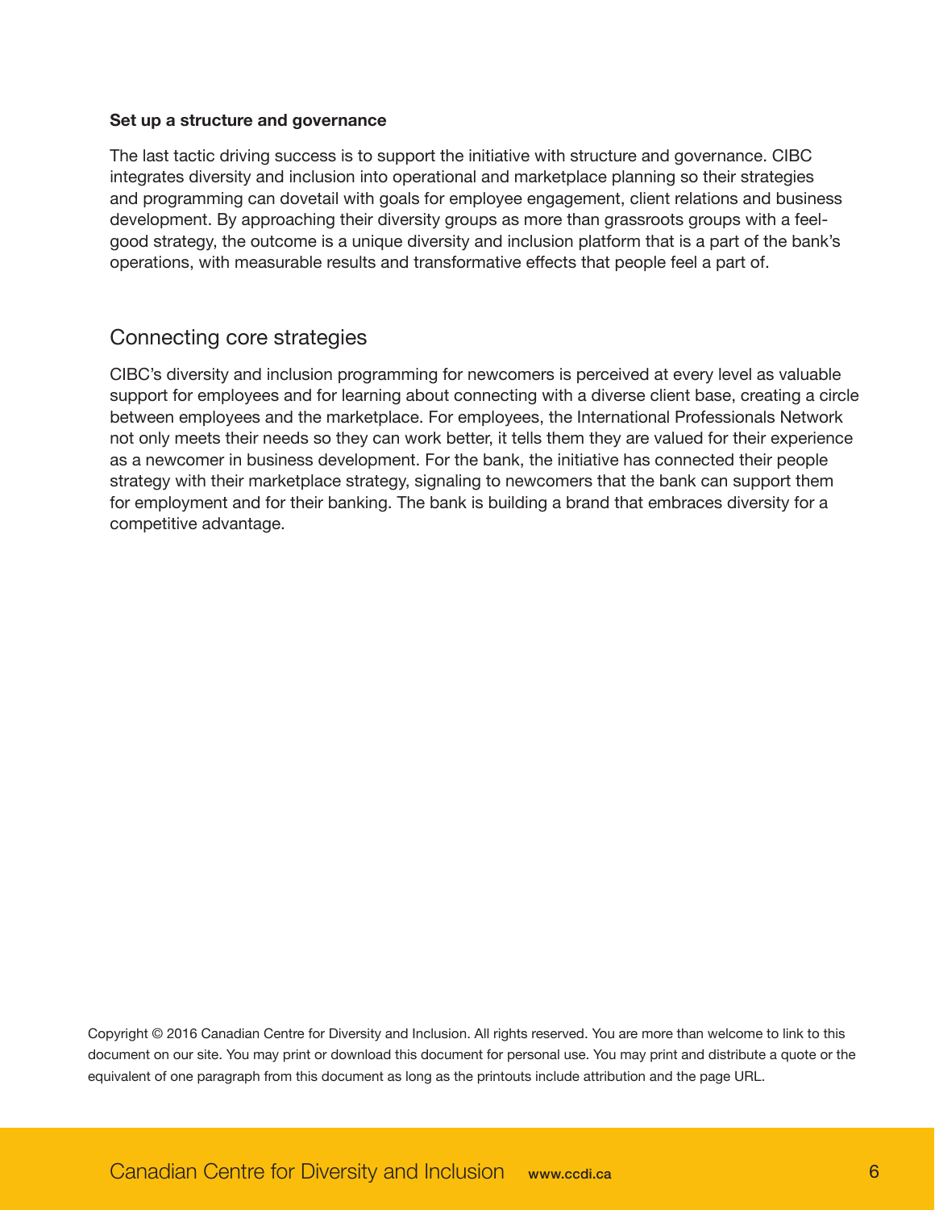**Set up a structure and governance**

The last tactic driving success is to support the initiative with structure and governance. CIBC integrates diversity and inclusion into operational and marketplace planning so their strategies and programming can dovetail with goals for employee engagement, client relations and business development. By approaching their diversity groups as more than grassroots groups with a feel-good strategy, the outcome is a unique diversity and inclusion platform that is a part of the bank's operations, with measurable results and transformative effects that people feel a part of.

## Connecting core strategies

CIBC's diversity and inclusion programming for newcomers is perceived at every level as valuable support for employees and for learning about connecting with a diverse client base, creating a circle between employees and the marketplace. For employees, the International Professionals Network not only meets their needs so they can work better, it tells them they are valued for their experience as a newcomer in business development. For the bank, the initiative has connected their people strategy with their marketplace strategy, signaling to newcomers that the bank can support them for employment and for their banking. The bank is building a brand that embraces diversity for a competitive advantage.

Copyright © 2016 Canadian Centre for Diversity and Inclusion. All rights reserved. You are more than welcome to link to this document on our site. You may print or download this document for personal use. You may print and distribute a quote or the equivalent of one paragraph from this document as long as the printouts include attribution and the page URL.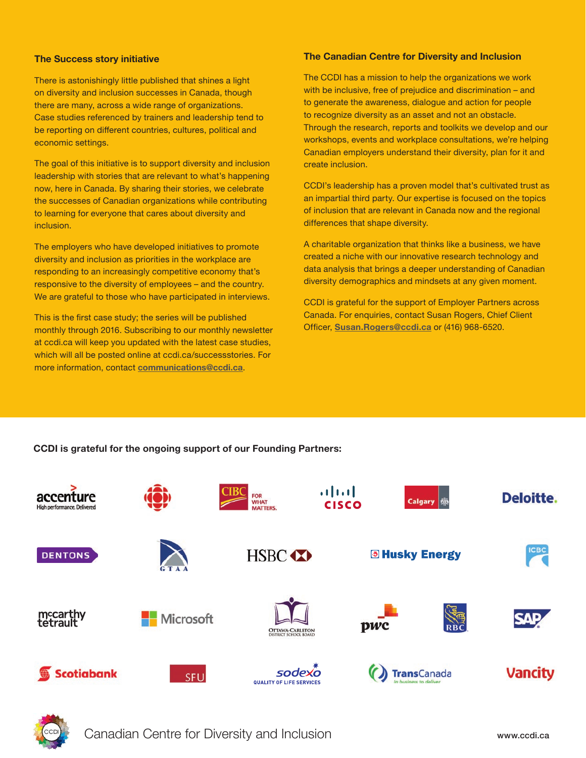## The Success story initiative

There is astonishingly little published that shines a light on diversity and inclusion successes in Canada, though there are many, across a wide range of organizations. Case studies referenced by trainers and leadership tend to be reporting on different countries, cultures, political and economic settings.

The goal of this initiative is to support diversity and inclusion leadership with stories that are relevant to what's happening now, here in Canada. By sharing their stories, we celebrate the successes of Canadian organizations while contributing to learning for everyone that cares about diversity and inclusion.

The employers who have developed initiatives to promote diversity and inclusion as priorities in the workplace are responding to an increasingly competitive economy that's responsive to the diversity of employees – and the country. We are grateful to those who have participated in interviews.

This is the first case study; the series will be published monthly through 2016. Subscribing to our monthly newsletter at ccdi.ca will keep you updated with the latest case studies, which will all be posted online at ccdi.ca/successstories. For more information, contact **communications@ccdi.ca**.

## The Canadian Centre for Diversity and Inclusion

The CCDI has a mission to help the organizations we work with be inclusive, free of prejudice and discrimination – and to generate the awareness, dialogue and action for people to recognize diversity as an asset and not an obstacle. Through the research, reports and toolkits we develop and our workshops, events and workplace consultations, we're helping Canadian employers understand their diversity, plan for it and create inclusion.

CCDI's leadership has a proven model that's cultivated trust as an impartial third party. Our expertise is focused on the topics of inclusion that are relevant in Canada now and the regional differences that shape diversity.

A charitable organization that thinks like a business, we have created a niche with our innovative research technology and data analysis that brings a deeper understanding of Canadian diversity demographics and mindsets at any given moment.

CCDI is grateful for the support of Employer Partners across Canada. For enquiries, contact Susan Rogers, Chief Client Officer, **Susan.Rogers@ccdi.ca** or (416) 968-6520.

**CCDI is grateful for the ongoing support of our Founding Partners:**

Accenture, CBC, CIBC, Cisco, Calgary, Deloitte, Dentons, GTAA, HSBC, Husky Energy, ICBC, McCarthy Tétrault, Microsoft, Ottawa-Carleton District School Board, PwC, RBC, SAP, Scotiabank, SFU, Sodexo, TransCanada, Vancity

Canadian Centre for Diversity and Inclusion

www.ccdi.ca